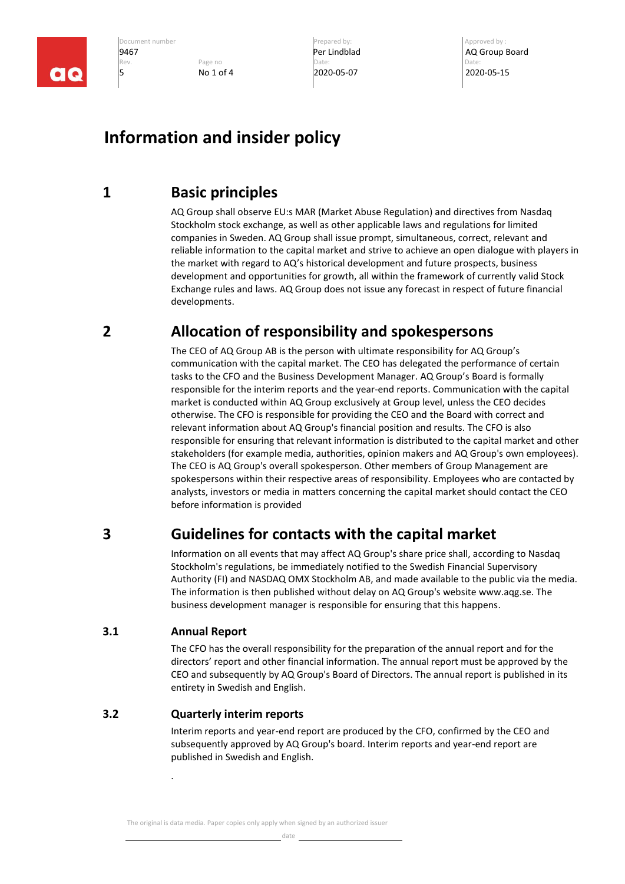| Document number | | Prepared by: | Approved by : |
| --- | --- | --- | --- |
| 9467 | | Per Lindblad | AQ Group Board |
| Rev. | Page no | Date: | Date: |
| 5 | No 1 of 4 | 2020-05-07 | 2020-05-15 |

# Information and insider policy

## 1 Basic principles

AQ Group shall observe EU:s MAR (Market Abuse Regulation) and directives from Nasdaq Stockholm stock exchange, as well as other applicable laws and regulations for limited companies in Sweden. AQ Group shall issue prompt, simultaneous, correct, relevant and reliable information to the capital market and strive to achieve an open dialogue with players in the market with regard to AQ's historical development and future prospects, business development and opportunities for growth, all within the framework of currently valid Stock Exchange rules and laws. AQ Group does not issue any forecast in respect of future financial developments.

## 2 Allocation of responsibility and spokespersons

The CEO of AQ Group AB is the person with ultimate responsibility for AQ Group's communication with the capital market. The CEO has delegated the performance of certain tasks to the CFO and the Business Development Manager. AQ Group's Board is formally responsible for the interim reports and the year-end reports. Communication with the capital market is conducted within AQ Group exclusively at Group level, unless the CEO decides otherwise. The CFO is responsible for providing the CEO and the Board with correct and relevant information about AQ Group's financial position and results. The CFO is also responsible for ensuring that relevant information is distributed to the capital market and other stakeholders (for example media, authorities, opinion makers and AQ Group's own employees). The CEO is AQ Group's overall spokesperson. Other members of Group Management are spokespersons within their respective areas of responsibility. Employees who are contacted by analysts, investors or media in matters concerning the capital market should contact the CEO before information is provided

## 3 Guidelines for contacts with the capital market

Information on all events that may affect AQ Group's share price shall, according to Nasdaq Stockholm's regulations, be immediately notified to the Swedish Financial Supervisory Authority (FI) and NASDAQ OMX Stockholm AB, and made available to the public via the media. The information is then published without delay on AQ Group's website www.aqg.se. The business development manager is responsible for ensuring that this happens.

### 3.1 Annual Report

The CFO has the overall responsibility for the preparation of the annual report and for the directors' report and other financial information. The annual report must be approved by the CEO and subsequently by AQ Group's Board of Directors. The annual report is published in its entirety in Swedish and English.

### 3.2 Quarterly interim reports

Interim reports and year-end report are produced by the CFO, confirmed by the CEO and subsequently approved by AQ Group's board. Interim reports and year-end report are published in Swedish and English.

.

The original is data media. Paper copies only apply when signed by an authorized issuer

\_\_\_\_\_\_\_\_\_\_\_\_\_\_\_\_\_\_\_\_ date \_\_\_\_\_\_\_\_\_\_\_\_\_\_\_\_\_\_\_\_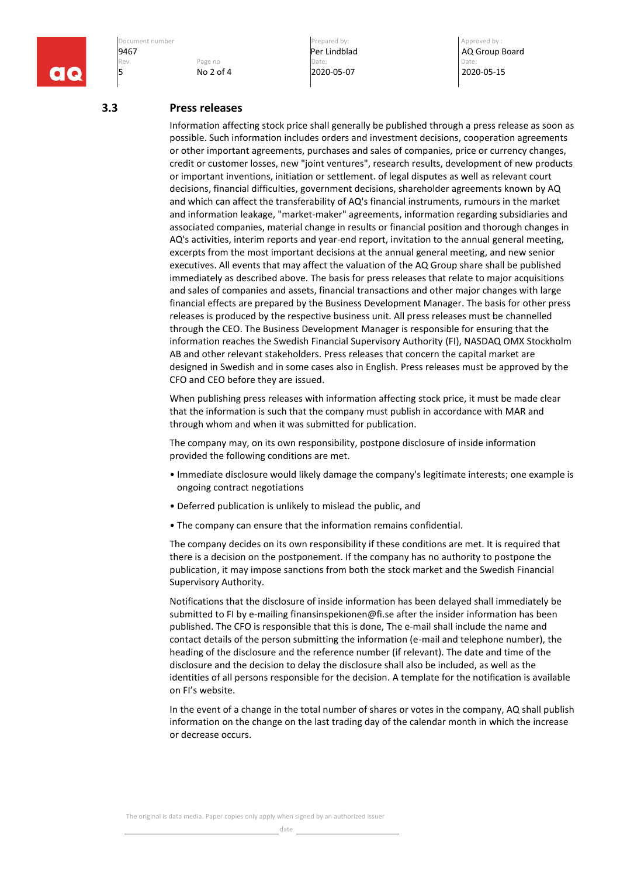## 3.3 Press releases

Information affecting stock price shall generally be published through a press release as soon as possible. Such information includes orders and investment decisions, cooperation agreements or other important agreements, purchases and sales of companies, price or currency changes, credit or customer losses, new "joint ventures", research results, development of new products or important inventions, initiation or settlement. of legal disputes as well as relevant court decisions, financial difficulties, government decisions, shareholder agreements known by AQ and which can affect the transferability of AQ's financial instruments, rumours in the market and information leakage, "market-maker" agreements, information regarding subsidiaries and associated companies, material change in results or financial position and thorough changes in AQ's activities, interim reports and year-end report, invitation to the annual general meeting, excerpts from the most important decisions at the annual general meeting, and new senior executives. All events that may affect the valuation of the AQ Group share shall be published immediately as described above. The basis for press releases that relate to major acquisitions and sales of companies and assets, financial transactions and other major changes with large financial effects are prepared by the Business Development Manager. The basis for other press releases is produced by the respective business unit. All press releases shall be channelled through the CEO. The Business Development Manager is responsible for ensuring that the information reaches the Swedish Financial Supervisory Authority (FI), NASDAQ OMX Stockholm AB and other relevant stakeholders. Press releases that concern the capital market are designed in Swedish and in some cases also in English. Press releases must be approved by the CFO and CEO before they are issued.

When publishing press releases with information affecting stock price, it must be made clear that the information is such that the company must publish in accordance with MAR and through whom and when it was submitted for publication.

The company may, on its own responsibility, postpone disclosure of inside information provided the following conditions are met.

- Immediate disclosure would likely damage the company's legitimate interests; one example is ongoing contract negotiations
- Deferred publication is unlikely to mislead the public, and
- The company can ensure that the information remains confidential.

The company decides on its own responsibility if these conditions are met. It is required that there is a decision on the postponement. If the company has no authority to postpone the publication, it may impose sanctions from both the stock market and the Swedish Financial Supervisory Authority.

Notifications that the disclosure of inside information has been delayed shall immediately be submitted to FI by e-mailing finansinspekionen@fi.se after the insider information has been published. The CFO is responsible that this is done, The e-mail shall include the name and contact details of the person submitting the information (e-mail and telephone number), the heading of the disclosure and the reference number (if relevant). The date and time of the disclosure and the decision to delay the disclosure shall also be included, as well as the identities of all persons responsible for the decision. A template for the notification is available on FI's website.

In the event of a change in the total number of shares or votes in the company, AQ shall publish information on the change on the last trading day of the calendar month in which the increase or decrease occurs.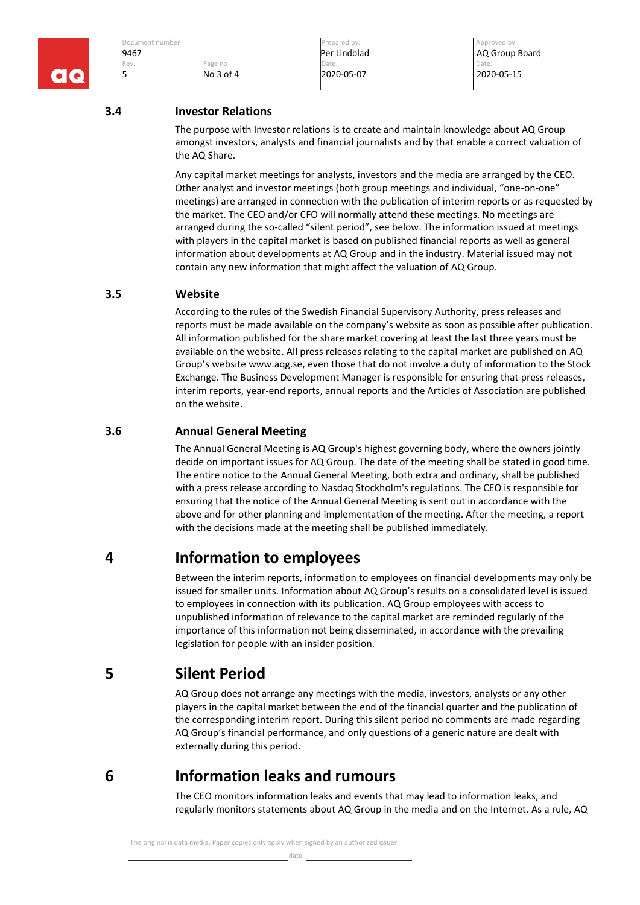### 3.4 Investor Relations

The purpose with Investor relations is to create and maintain knowledge about AQ Group amongst investors, analysts and financial journalists and by that enable a correct valuation of the AQ Share.

Any capital market meetings for analysts, investors and the media are arranged by the CEO. Other analyst and investor meetings (both group meetings and individual, "one-on-one" meetings) are arranged in connection with the publication of interim reports or as requested by the market. The CEO and/or CFO will normally attend these meetings. No meetings are arranged during the so-called "silent period", see below. The information issued at meetings with players in the capital market is based on published financial reports as well as general information about developments at AQ Group and in the industry. Material issued may not contain any new information that might affect the valuation of AQ Group.

### 3.5 Website

According to the rules of the Swedish Financial Supervisory Authority, press releases and reports must be made available on the company's website as soon as possible after publication. All information published for the share market covering at least the last three years must be available on the website. All press releases relating to the capital market are published on AQ Group's website www.aqg.se, even those that do not involve a duty of information to the Stock Exchange. The Business Development Manager is responsible for ensuring that press releases, interim reports, year-end reports, annual reports and the Articles of Association are published on the website.

### 3.6 Annual General Meeting

The Annual General Meeting is AQ Group's highest governing body, where the owners jointly decide on important issues for AQ Group. The date of the meeting shall be stated in good time. The entire notice to the Annual General Meeting, both extra and ordinary, shall be published with a press release according to Nasdaq Stockholm's regulations. The CEO is responsible for ensuring that the notice of the Annual General Meeting is sent out in accordance with the above and for other planning and implementation of the meeting. After the meeting, a report with the decisions made at the meeting shall be published immediately.

## 4 Information to employees

Between the interim reports, information to employees on financial developments may only be issued for smaller units. Information about AQ Group's results on a consolidated level is issued to employees in connection with its publication. AQ Group employees with access to unpublished information of relevance to the capital market are reminded regularly of the importance of this information not being disseminated, in accordance with the prevailing legislation for people with an insider position.

## 5 Silent Period

AQ Group does not arrange any meetings with the media, investors, analysts or any other players in the capital market between the end of the financial quarter and the publication of the corresponding interim report. During this silent period no comments are made regarding AQ Group's financial performance, and only questions of a generic nature are dealt with externally during this period.

## 6 Information leaks and rumours

The CEO monitors information leaks and events that may lead to information leaks, and regularly monitors statements about AQ Group in the media and on the Internet. As a rule, AQ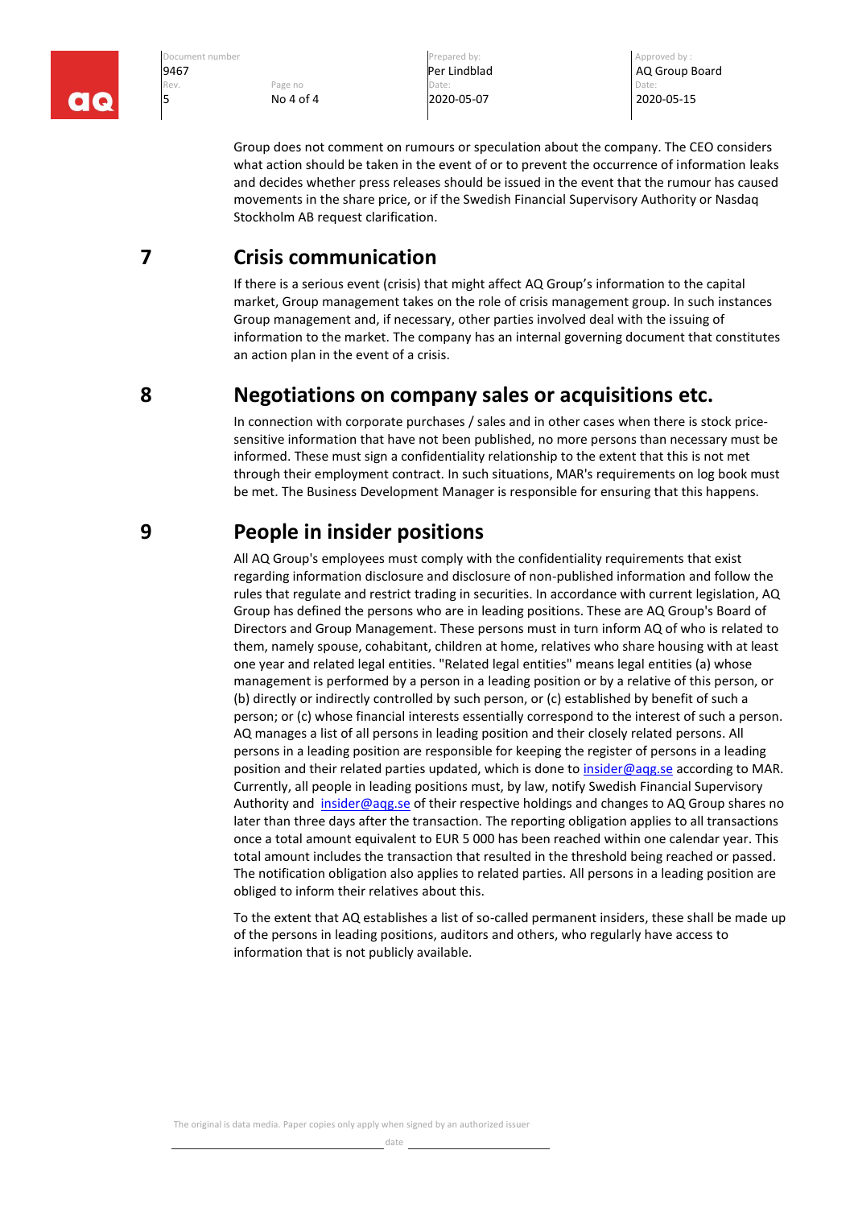Group does not comment on rumours or speculation about the company. The CEO considers what action should be taken in the event of or to prevent the occurrence of information leaks and decides whether press releases should be issued in the event that the rumour has caused movements in the share price, or if the Swedish Financial Supervisory Authority or Nasdaq Stockholm AB request clarification.

## 7 Crisis communication

If there is a serious event (crisis) that might affect AQ Group's information to the capital market, Group management takes on the role of crisis management group. In such instances Group management and, if necessary, other parties involved deal with the issuing of information to the market. The company has an internal governing document that constitutes an action plan in the event of a crisis.

## 8 Negotiations on company sales or acquisitions etc.

In connection with corporate purchases / sales and in other cases when there is stock price-sensitive information that have not been published, no more persons than necessary must be informed. These must sign a confidentiality relationship to the extent that this is not met through their employment contract. In such situations, MAR's requirements on log book must be met. The Business Development Manager is responsible for ensuring that this happens.

## 9 People in insider positions

All AQ Group's employees must comply with the confidentiality requirements that exist regarding information disclosure and disclosure of non-published information and follow the rules that regulate and restrict trading in securities. In accordance with current legislation, AQ Group has defined the persons who are in leading positions. These are AQ Group's Board of Directors and Group Management. These persons must in turn inform AQ of who is related to them, namely spouse, cohabitant, children at home, relatives who share housing with at least one year and related legal entities. "Related legal entities" means legal entities (a) whose management is performed by a person in a leading position or by a relative of this person, or (b) directly or indirectly controlled by such person, or (c) established by benefit of such a person; or (c) whose financial interests essentially correspond to the interest of such a person. AQ manages a list of all persons in leading position and their closely related persons. All persons in a leading position are responsible for keeping the register of persons in a leading position and their related parties updated, which is done to insider@aqg.se according to MAR. Currently, all people in leading positions must, by law, notify Swedish Financial Supervisory Authority and insider@aqg.se of their respective holdings and changes to AQ Group shares no later than three days after the transaction. The reporting obligation applies to all transactions once a total amount equivalent to EUR 5 000 has been reached within one calendar year. This total amount includes the transaction that resulted in the threshold being reached or passed. The notification obligation also applies to related parties. All persons in a leading position are obliged to inform their relatives about this.

To the extent that AQ establishes a list of so-called permanent insiders, these shall be made up of the persons in leading positions, auditors and others, who regularly have access to information that is not publicly available.